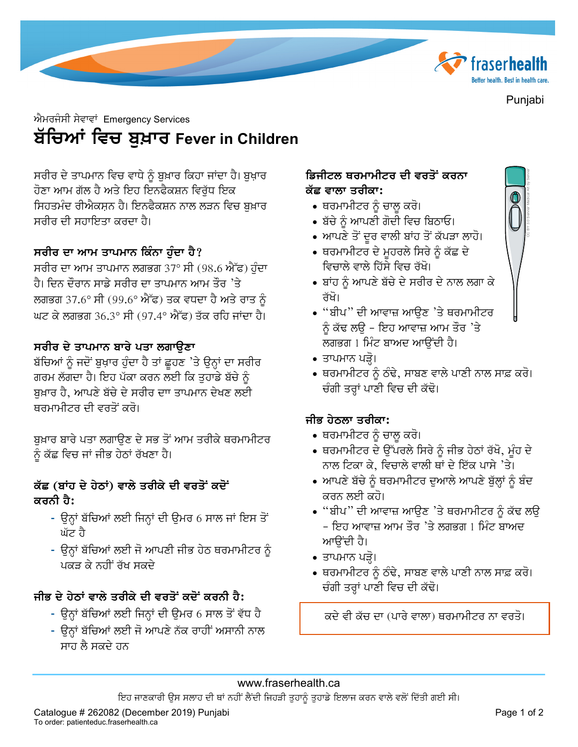Punjabi

ਐਮਰਜੰਸੀ ਸੇਵਾਵਾਂ Emergency Services

# ਬੱਚਿਆਂ ਵਿਚ ਬੁਖ਼ਾਰ Fever in Children

ਸਰੀਰ ਦੇ ਤਾਪਮਾਨ ਵਿਚ ਵਾਧੇ ਨੂੰ ਬੁਖ਼ਾਰ ਕਿਹਾ ਜਾਂਦਾ ਹੈ। ਬੁਖ਼ਾਰ ਹੋਣਾ ਆਮ ਗੱਲ ਹੈ ਅਤੇ ਇਹ ਇਨਫੈਕਸ਼ਨ ਵਿਰੁੱਧ ਇਕ ਸਿਹਤਮੰਦ ਰੀਐਕਸ਼ਨ ਹੈ। ਇਨਫੈਕਸ਼ਨ ਨਾਲ ਲੜਨ ਵਿਚ ਬੁਖ਼ਾਰ ਸਰੀਰ ਦੀ ਸਹਾਇਤਾ ਕਰਦਾ ਹੈ।

## ਸਰੀਰ ਦਾ ਆਮ ਤਾਪਮਾਨ ਕਿੰਨਾ ਹੁੰਦਾ ਹੈ?

ਸਰੀਰ ਦਾ ਆਮ ਤਾਪਮਾਨ ਲਗਭਗ 37° ਸੀ (98.6 ਐੱਫ) ਹੁੰਦਾ ਹੈ। ਦਿਨ ਦੌਰਾਨ ਸਾਡੇ ਸਰੀਰ ਦਾ ਤਾਪਮਾਨ ਆਮ ਤੌਰ 'ਤੇ ਲਗਭਗ 37.6° ਸੀ (99.6° ਐੱਫ) ਤਕ ਵਧਦਾ ਹੈ ਅਤੇ ਰਾਤ ਨੂੰ ਘਟ ਕੇ ਲਗਭਗ 36.3° ਸੀ (97.4° ਐੱਫ) ਤੱਕ ਰਹਿ ਜਾਂਦਾ ਹੈ।

## ਸਰੀਰ ਦੇ ਤਾਪਮਾਨ ਬਾਰੇ ਪਤਾ ਲਗਾਉਣਾ

ਬੱਚਿਆਂ ਨੂੰ ਜਦੋਂ ਬੁਖ਼ਾਰ ਹੁੰਦਾ ਹੈ ਤਾਂ ਛੂਹਣ 'ਤੇ ਉਨ੍ਹਾਂ ਦਾ ਸਰੀਰ ਗਰਮ ਲੱਗਦਾ ਹੈ। ਇਹ ਪੱਕਾ ਕਰਨ ਲਈ ਕਿ ਤੁਹਾਡੇ ਬੱਚੇ ਨੂੰ ਬੁਖ਼ਾਰ ਹੈ, ਆਪਣੇ ਬੱਚੇ ਦੇ ਸਰੀਰ ਦਾਾ ਤਾਪਮਾਨ ਦੇਖਣ ਲਈ ਥਰਮਾਮੀਟਰ ਦੀ ਵਰਤੋਂ ਕਰੋ।

ਬੁਖ਼ਾਰ ਬਾਰੇ ਪਤਾ ਲਗਾਉਣ ਦੇ ਸਭ ਤੋਂ ਆਮ ਤਰੀਕੇ ਥਰਮਾਮੀਟਰ ਨੂੰ ਕੱਛ ਵਿਚ ਜਾਂ ਜੀਭ ਹੇਠਾਂ ਰੱਖਣਾ ਹੈ।

### ਕੱਛ (ਬਾਂਹ ਦੇ ਹੇਠਾਂ) ਵਾਲੇ ਤਰੀਕੇ ਦੀ ਵਰਤੋਂ ਕਦੋਂ ਕਰਨੀ ਹੈ:

- ਉਨ੍ਹਾਂ ਬੱਚਿਆਂ ਲਈ ਜਿਨ੍ਹਾਂ ਦੀ ਉਮਰ 6 ਸਾਲ ਜਾਂ ਇਸ ਤੋਂ ਘੱਟ ਹੈ
- ਉਨ੍ਹਾਂ ਬੱਚਿਆਂ ਲਈ ਜੋ ਆਪਣੀ ਜੀਭ ਹੇਠ ਥਰਮਾਮੀਟਰ ਨੂੰ ਪਕੜ ਕੇ ਨਹੀਂ ਰੱਖ ਸਕਦੇ

### ਜੀਭ ਦੇ ਹੇਠਾਂ ਵਾਲੇ ਤਰੀਕੇ ਦੀ ਵਰਤੋਂ ਕਦੋਂ ਕਰਨੀ ਹੈ:

- ਉਨ੍ਹਾਂ ਬੱਚਿਆਂ ਲਈ ਜਿਨ੍ਹਾਂ ਦੀ ਉਮਰ 6 ਸਾਲ ਤੋਂ ਵੱਧ ਹੈ
- ਉਨ੍ਹਾਂ ਬੱਚਿਆਂ ਲਈ ਜੋ ਆਪਣੇ ਨੱਕ ਰਾਹੀਂ ਅਸਾਨੀ ਨਾਲ ਸਾਹ ਲੈ ਸਕਦੇ ਹਨ

## ਡਿਜੀਟਲ ਥਰਮਾਮੀਟਰ ਦੀ ਵਰਤੋਂ ਕਰਨਾ

### ਕੱਛ ਵਾਲਾ ਤਰੀਕਾ:

- ਥਰਮਾਮੀਟਰ ਨੂੰ ਚਾਲੂ ਕਰੋ।
- ਬੱਚੇ ਨੂੰ ਆਪਣੀ ਗੋਦੀ ਵਿਚ ਬਿਠਾਓ।
- ਆਪਣੇ ਤੋਂ ਦੂਰ ਵਾਲੀ ਬਾਂਹ ਤੋਂ ਕੱਪੜਾ ਲਾਹੋ।
- ਥਰਮਾਮੀਟਰ ਦੇ ਮੂਹਰਲੇ ਸਿਰੇ ਨੂੰ ਕੱਛ ਦੇ ਵਿਚਾਲੇ ਵਾਲੇ ਹਿੱਸੇ ਵਿਚ ਰੱਖੋ।
- ਬਾਂਹ ਨੂੰ ਆਪਣੇ ਬੱਚੇ ਦੇ ਸਰੀਰ ਦੇ ਨਾਲ ਲਗਾ ਕੇ ਰੱਖੋ।
- "ਬੀਪ" ਦੀ ਆਵਾਜ਼ ਆਉਣ 'ਤੇ ਥਰਮਾਮੀਟਰ ਨੂੰ ਕੱਢ ਲਉ – ਇਹ ਆਵਾਜ਼ ਆਮ ਤੌਰ 'ਤੇ ਲਗਭਗ 1 ਮਿੰਟ ਬਾਅਦ ਆਉਂਦੀ ਹੈ।
- ਤਾਪਮਾਨ ਪੜ੍ਹੋ।
- ਥਰਮਾਮੀਟਰ ਨੂੰ ਠੰਢੇ, ਸਾਬਣ ਵਾਲੇ ਪਾਣੀ ਨਾਲ ਸਾਫ਼ ਕਰੋ। ਚੰਗੀ ਤਰ੍ਹਾਂ ਪਾਣੀ ਵਿਚ ਦੀ ਕੱਢੋ।

### ਜੀਭ ਹੇਠਲਾ ਤਰੀਕਾ:

- ਥਰਮਾਮੀਟਰ ਨੂੰ ਚਾਲੂ ਕਰੋ।
- ਥਰਮਾਮੀਟਰ ਦੇ ਉੱਪਰਲੇ ਸਿਰੇ ਨੂੰ ਜੀਭ ਹੇਠਾਂ ਰੱਖੋ, ਮੂੰਹ ਦੇ ਨਾਲ ਟਿਕਾ ਕੇ, ਵਿਚਾਲੇ ਵਾਲੀ ਥਾਂ ਦੇ ਇੱਕ ਪਾਸੇ 'ਤੇ।
- ਆਪਣੇ ਬੱਚੇ ਨੂੰ ਥਰਮਾਮੀਟਰ ਦੁਆਲੇ ਆਪਣੇ ਬੁੱਲ੍ਹਾਂ ਨੂੰ ਬੰਦ ਕਰਨ ਲਈ ਕਹੋ।
- "ਬੀਪ" ਦੀ ਆਵਾਜ਼ ਆਉਣ 'ਤੇ ਥਰਮਾਮੀਟਰ ਨੂੰ ਕੱਢ ਲਉ – ਇਹ ਆਵਾਜ਼ ਆਮ ਤੌਰ 'ਤੇ ਲਗਭਗ 1 ਮਿੰਟ ਬਾਅਦ ਆਉਂਦੀ ਹੈ।
- ਤਾਪਮਾਨ ਪੜ੍ਹੋ।
- ਥਰਮਾਮੀਟਰ ਨੂੰ ਠੰਢੇ, ਸਾਬਣ ਵਾਲੇ ਪਾਣੀ ਨਾਲ ਸਾਫ਼ ਕਰੋ। ਚੰਗੀ ਤਰ੍ਹਾਂ ਪਾਣੀ ਵਿਚ ਦੀ ਕੱਢੋ।

ਕਦੇ ਵੀ ਕੱਚ ਦਾ (ਪਾਰੇ ਵਾਲਾ) ਥਰਮਾਮੀਟਰ ਨਾ ਵਰਤੋ।

www.fraserhealth.ca

ਇਹ ਜਾਣਕਾਰੀ ਉਸ ਸਲਾਹ ਦੀ ਥਾਂ ਨਹੀਂ ਲੈਂਦੀ ਜਿਹੜੀ ਤੁਹਾਨੂੰ ਤੁਹਾਡੇ ਇਲਾਜ ਕਰਨ ਵਾਲੇ ਵਲੋਂ ਦਿੱਤੀ ਗਈ ਸੀ।

Catalogue # 262082 (December 2019) Punjabi
To order: patienteduc.fraserhealth.ca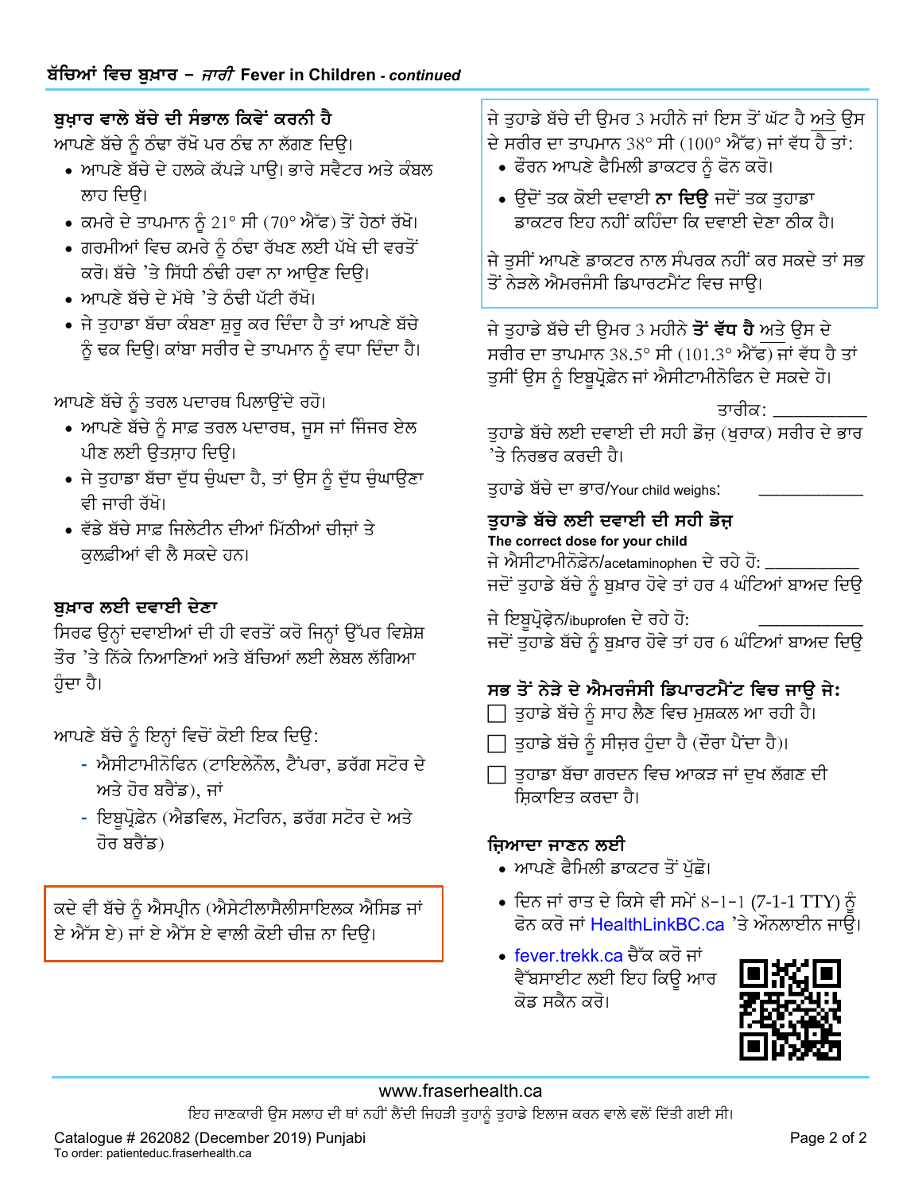## ਬੁਖ਼ਾਰ ਵਾਲੇ ਬੱਚੇ ਦੀ ਸੰਭਾਲ ਕਿਵੇਂ ਕਰਨੀ ਹੈ

ਆਪਣੇ ਬੱਚੇ ਨੂੰ ਠੰਢਾ ਰੱਖੋ ਪਰ ਠੰਢ ਨਾ ਲੱਗਣ ਦਿਉ।

- ਆਪਣੇ ਬੱਚੇ ਦੇ ਹਲਕੇ ਕੱਪੜੇ ਪਾਉ। ਭਾਰੇ ਸਵੈਟਰ ਅਤੇ ਕੰਬਲ ਲਾਹ ਦਿਉ।
- ਕਮਰੇ ਦੇ ਤਾਪਮਾਨ ਨੂੰ 21° ਸੀ (70° ਐੱਫ) ਤੋਂ ਹੇਠਾਂ ਰੱਖੋ।
- ਗਰਮੀਆਂ ਵਿਚ ਕਮਰੇ ਨੂੰ ਠੰਢਾ ਰੱਖਣ ਲਈ ਪੱਖੇ ਦੀ ਵਰਤੋਂ ਕਰੋ। ਬੱਚੇ 'ਤੇ ਸਿੱਧੀ ਠੰਢੀ ਹਵਾ ਨਾ ਆਉਣ ਦਿਉ।
- ਆਪਣੇ ਬੱਚੇ ਦੇ ਮੱਥੇ 'ਤੇ ਠੰਢੀ ਪੱਟੀ ਰੱਖੋ।
- ਜੇ ਤੁਹਾਡਾ ਬੱਚਾ ਕੰਬਣਾ ਸ਼ੁਰੂ ਕਰ ਦਿੰਦਾ ਹੈ ਤਾਂ ਆਪਣੇ ਬੱਚੇ ਨੂੰ ਢਕ ਦਿਉ। ਕਾਂਬਾ ਸਰੀਰ ਦੇ ਤਾਪਮਾਨ ਨੂੰ ਵਧਾ ਦਿੰਦਾ ਹੈ।

ਆਪਣੇ ਬੱਚੇ ਨੂੰ ਤਰਲ ਪਦਾਰਥ ਪਿਲਾਉਂਦੇ ਰਹੋ।

- ਆਪਣੇ ਬੱਚੇ ਨੂੰ ਸਾਫ਼ ਤਰਲ ਪਦਾਰਥ, ਜੂਸ ਜਾਂ ਜਿੰਜਰ ਏਲ ਪੀਣ ਲਈ ਉਤਸ਼ਾਹ ਦਿਉ।
- ਜੇ ਤੁਹਾਡਾ ਬੱਚਾ ਦੁੱਧ ਚੁੰਘਦਾ ਹੈ, ਤਾਂ ਉਸ ਨੂੰ ਦੁੱਧ ਚੁੰਘਾਉਣਾ ਵੀ ਜਾਰੀ ਰੱਖੋ।
- ਵੱਡੇ ਬੱਚੇ ਸਾਫ਼ ਜਿਲੇਟੀਨ ਦੀਆਂ ਮਿੱਠੀਆਂ ਚੀਜ਼ਾਂ ਤੇ ਕੁਲਫ਼ੀਆਂ ਵੀ ਲੈ ਸਕਦੇ ਹਨ।

## ਬੁਖ਼ਾਰ ਲਈ ਦਵਾਈ ਦੇਣਾ

ਸਿਰਫ ਉਨ੍ਹਾਂ ਦਵਾਈਆਂ ਦੀ ਹੀ ਵਰਤੋਂ ਕਰੋ ਜਿਨ੍ਹਾਂ ਉੱਪਰ ਵਿਸ਼ੇਸ਼ ਤੌਰ 'ਤੇ ਨਿੱਕੇ ਨਿਆਣਿਆਂ ਅਤੇ ਬੱਚਿਆਂ ਲਈ ਲੇਬਲ ਲੱਗਿਆ ਹੁੰਦਾ ਹੈ।

ਆਪਣੇ ਬੱਚੇ ਨੂੰ ਇਨ੍ਹਾਂ ਵਿਚੋਂ ਕੋਈ ਇਕ ਦਿਉ:

- ਐਸੀਟਾਮੀਨੋਫਿਨ (ਟਾਇਲੇਨੌਲ, ਟੈਂਪਰਾ, ਡਰੱਗ ਸਟੋਰ ਦੇ ਅਤੇ ਹੋਰ ਬਰੈਂਡ), ਜਾਂ
- ਇਬੂਪ੍ਰੋਫ਼ੇਨ (ਐਡਵਿਲ, ਮੋਟਰਿਨ, ਡਰੱਗ ਸਟੋਰ ਦੇ ਅਤੇ ਹੋਰ ਬਰੈਂਡ)

ਕਦੇ ਵੀ ਬੱਚੇ ਨੂੰ ਐਸਪ੍ਰੀਨ (ਐਸੇਟੀਲਾਸੈਲੀਸਾਇਲਕ ਐਸਿਡ ਜਾਂ ਏ ਐੱਸ ਏ) ਜਾਂ ਏ ਐੱਸ ਏ ਵਾਲੀ ਕੋਈ ਚੀਜ਼ ਨਾ ਦਿਉ।

ਜੇ ਤੁਹਾਡੇ ਬੱਚੇ ਦੀ ਉਮਰ 3 ਮਹੀਨੇ ਜਾਂ ਇਸ ਤੋਂ ਘੱਟ ਹੈ ਅਤੇ ਉਸ ਦੇ ਸਰੀਰ ਦਾ ਤਾਪਮਾਨ 38° ਸੀ (100° ਐੱਫ) ਜਾਂ ਵੱਧ ਹੈ ਤਾਂ:

- ਫੌਰਨ ਆਪਣੇ ਫੈਮਿਲੀ ਡਾਕਟਰ ਨੂੰ ਫੋਨ ਕਰੋ।
- ਉਦੋਂ ਤਕ ਕੋਈ ਦਵਾਈ **ਨਾ ਦਿਉ** ਜਦੋਂ ਤਕ ਤੁਹਾਡਾ ਡਾਕਟਰ ਇਹ ਨਹੀਂ ਕਹਿੰਦਾ ਕਿ ਦਵਾਈ ਦੇਣਾ ਠੀਕ ਹੈ।

ਜੇ ਤੁਸੀਂ ਆਪਣੇ ਡਾਕਟਰ ਨਾਲ ਸੰਪਰਕ ਨਹੀਂ ਕਰ ਸਕਦੇ ਤਾਂ ਸਭ ਤੋਂ ਨੇੜਲੇ ਐਮਰਜੰਸੀ ਡਿਪਾਰਟਮੈਂਟ ਵਿਚ ਜਾਉ।

ਜੇ ਤੁਹਾਡੇ ਬੱਚੇ ਦੀ ਉਮਰ 3 ਮਹੀਨੇ **ਤੋਂ ਵੱਧ ਹੈ** ਅਤੇ ਉਸ ਦੇ ਸਰੀਰ ਦਾ ਤਾਪਮਾਨ 38.5° ਸੀ (101.3° ਐੱਫ) ਜਾਂ ਵੱਧ ਹੈ ਤਾਂ ਤੁਸੀਂ ਉਸ ਨੂੰ ਇਬੂਪ੍ਰੋਫ਼ੇਨ ਜਾਂ ਐਸੀਟਾਮੀਨੋਫਿਨ ਦੇ ਸਕਦੇ ਹੋ।

ਤਾਰੀਕ: __________

ਤੁਹਾਡੇ ਬੱਚੇ ਲਈ ਦਵਾਈ ਦੀ ਸਹੀ ਡੋਜ਼ (ਖ਼ੁਰਾਕ) ਸਰੀਰ ਦੇ ਭਾਰ 'ਤੇ ਨਿਰਭਰ ਕਰਦੀ ਹੈ।

ਤੁਹਾਡੇ ਬੱਚੇ ਦਾ ਭਾਰ/Your child weighs: __________

### ਤੁਹਾਡੇ ਬੱਚੇ ਲਈ ਦਵਾਈ ਦੀ ਸਹੀ ਡੋਜ਼

**The correct dose for your child**

ਜੇ ਐਸੀਟਾਮੀਨੋਫ਼ੇਨ/acetaminophen ਦੇ ਰਹੇ ਹੋ: __________
ਜਦੋਂ ਤੁਹਾਡੇ ਬੱਚੇ ਨੂੰ ਬੁਖ਼ਾਰ ਹੋਵੇ ਤਾਂ ਹਰ 4 ਘੰਟਿਆਂ ਬਾਅਦ ਦਿਉ

ਜੇ ਇਬੂਪ੍ਰੋਫ਼ੇਨ/ibuprofen ਦੇ ਰਹੇ ਹੋ: __________
ਜਦੋਂ ਤੁਹਾਡੇ ਬੱਚੇ ਨੂੰ ਬੁਖ਼ਾਰ ਹੋਵੇ ਤਾਂ ਹਰ 6 ਘੰਟਿਆਂ ਬਾਅਦ ਦਿਉ

### ਸਭ ਤੋਂ ਨੇੜੇ ਦੇ ਐਮਰਜੰਸੀ ਡਿਪਾਰਟਮੈਂਟ ਵਿਚ ਜਾਉ ਜੇ:

- ☐ ਤੁਹਾਡੇ ਬੱਚੇ ਨੂੰ ਸਾਹ ਲੈਣ ਵਿਚ ਮੁਸ਼ਕਲ ਆ ਰਹੀ ਹੈ।
- ☐ ਤੁਹਾਡੇ ਬੱਚੇ ਨੂੰ ਸੀਜ਼ਰ ਹੁੰਦਾ ਹੈ (ਦੌਰਾ ਪੈਂਦਾ ਹੈ)।
- ☐ ਤੁਹਾਡਾ ਬੱਚਾ ਗਰਦਨ ਵਿਚ ਆਕੜ ਜਾਂ ਦੁਖ ਲੱਗਣ ਦੀ ਸ਼ਿਕਾਇਤ ਕਰਦਾ ਹੈ।

### ਜ਼ਿਆਦਾ ਜਾਣਨ ਲਈ

- ਆਪਣੇ ਫੈਮਿਲੀ ਡਾਕਟਰ ਤੋਂ ਪੁੱਛੋ।
- ਦਿਨ ਜਾਂ ਰਾਤ ਦੇ ਕਿਸੇ ਵੀ ਸਮੇਂ 8-1-1 (7-1-1 TTY) ਨੂੰ ਫੋਨ ਕਰੋ ਜਾਂ HealthLinkBC.ca 'ਤੇ ਔਨਲਾਈਨ ਜਾਉ।
- fever.trekk.ca ਚੈੱਕ ਕਰੋ ਜਾਂ ਵੈੱਬਸਾਈਟ ਲਈ ਇਹ ਕਿਊ ਆਰ ਕੋਡ ਸਕੈਨ ਕਰੋ।

www.fraserhealth.ca

ਇਹ ਜਾਣਕਾਰੀ ਉਸ ਸਲਾਹ ਦੀ ਥਾਂ ਨਹੀਂ ਲੈਂਦੀ ਜਿਹੜੀ ਤੁਹਾਨੂੰ ਤੁਹਾਡੇ ਇਲਾਜ ਕਰਨ ਵਾਲੇ ਵਲੋਂ ਦਿੱਤੀ ਗਈ ਸੀ।

Catalogue # 262082 (December 2019) Punjabi
To order: patienteduc.fraserhealth.ca